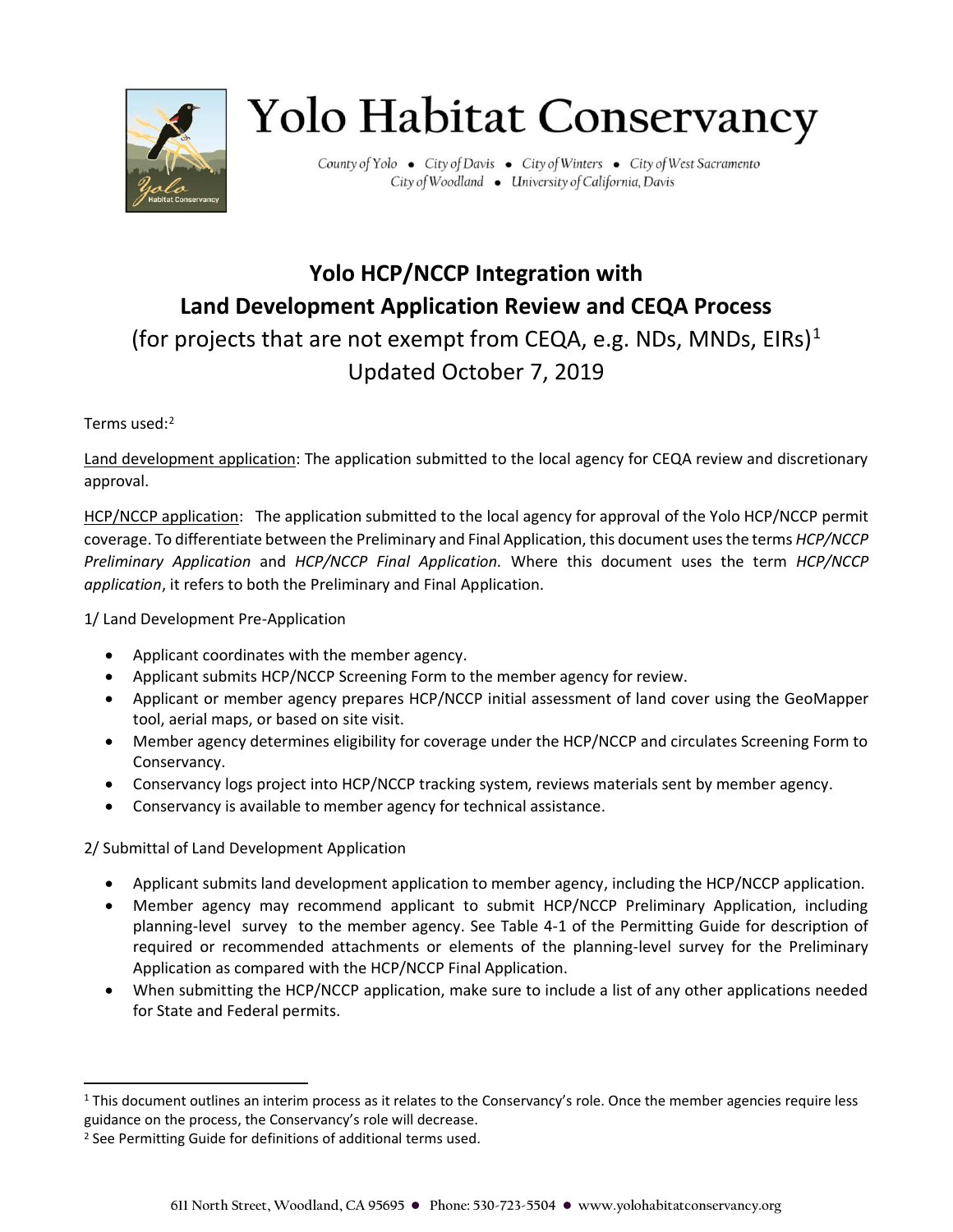# Yolo Habitat Conservancy

County of Yolo • City of Davis • City of Winters • City of West Sacramento
City of Woodland • University of California, Davis

## Yolo HCP/NCCP Integration with Land Development Application Review and CEQA Process

(for projects that are not exempt from CEQA, e.g. NDs, MNDs, EIRs)[1]
Updated October 7, 2019

Terms used:[2]

Land development application: The application submitted to the local agency for CEQA review and discretionary approval.

HCP/NCCP application: The application submitted to the local agency for approval of the Yolo HCP/NCCP permit coverage. To differentiate between the Preliminary and Final Application, this document uses the terms *HCP/NCCP Preliminary Application* and *HCP/NCCP Final Application.* Where this document uses the term *HCP/NCCP application*, it refers to both the Preliminary and Final Application.

1/ Land Development Pre-Application

- Applicant coordinates with the member agency.
- Applicant submits HCP/NCCP Screening Form to the member agency for review.
- Applicant or member agency prepares HCP/NCCP initial assessment of land cover using the GeoMapper tool, aerial maps, or based on site visit.
- Member agency determines eligibility for coverage under the HCP/NCCP and circulates Screening Form to Conservancy.
- Conservancy logs project into HCP/NCCP tracking system, reviews materials sent by member agency.
- Conservancy is available to member agency for technical assistance.

2/ Submittal of Land Development Application

- Applicant submits land development application to member agency, including the HCP/NCCP application.
- Member agency may recommend applicant to submit HCP/NCCP Preliminary Application, including planning-level survey to the member agency. See Table 4-1 of the Permitting Guide for description of required or recommended attachments or elements of the planning-level survey for the Preliminary Application as compared with the HCP/NCCP Final Application.
- When submitting the HCP/NCCP application, make sure to include a list of any other applications needed for State and Federal permits.

[1] This document outlines an interim process as it relates to the Conservancy's role. Once the member agencies require less guidance on the process, the Conservancy's role will decrease.

[2] See Permitting Guide for definitions of additional terms used.

611 North Street, Woodland, CA 95695 • Phone: 530-723-5504 • www.yolohabitatconservancy.org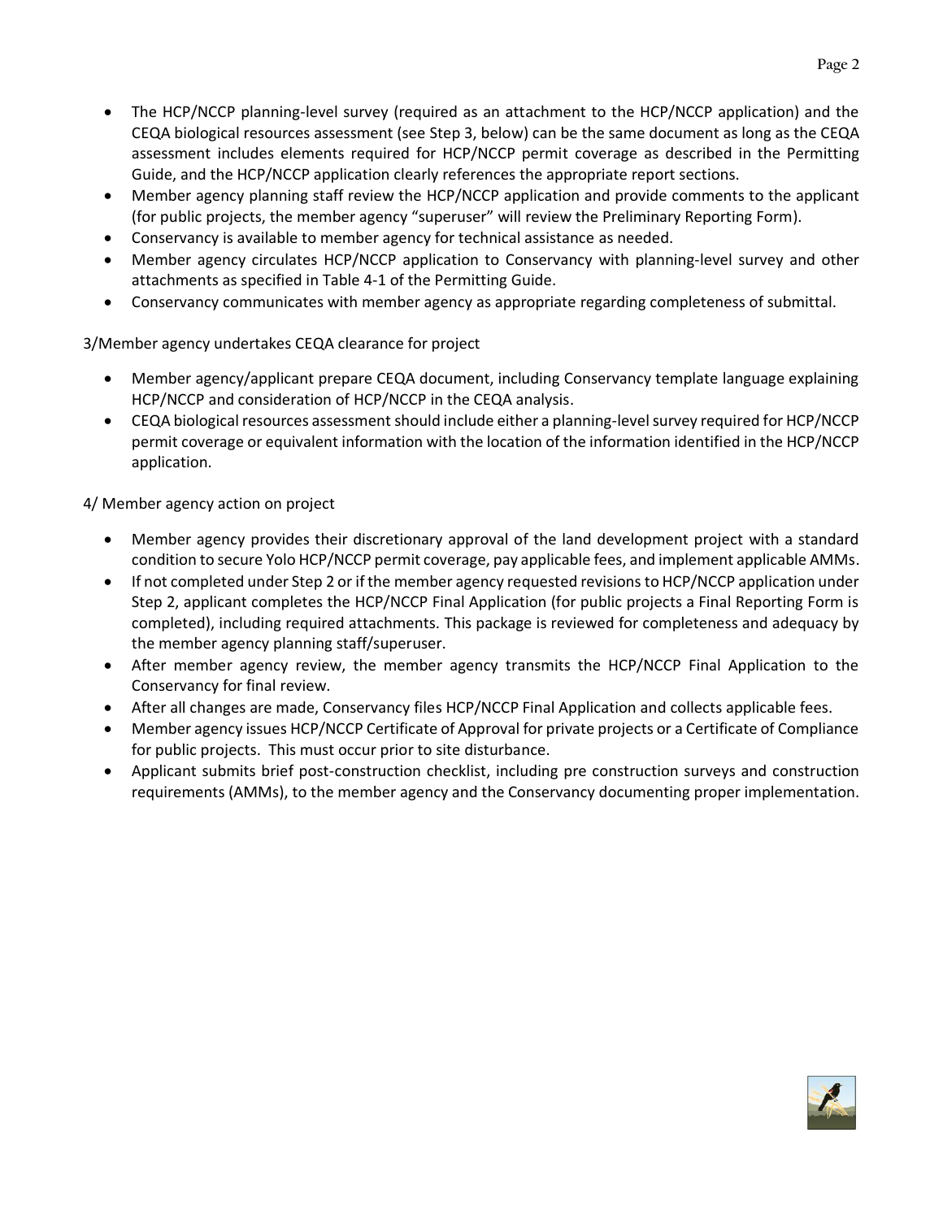- The HCP/NCCP planning-level survey (required as an attachment to the HCP/NCCP application) and the CEQA biological resources assessment (see Step 3, below) can be the same document as long as the CEQA assessment includes elements required for HCP/NCCP permit coverage as described in the Permitting Guide, and the HCP/NCCP application clearly references the appropriate report sections.
- Member agency planning staff review the HCP/NCCP application and provide comments to the applicant (for public projects, the member agency "superuser" will review the Preliminary Reporting Form).
- Conservancy is available to member agency for technical assistance as needed.
- Member agency circulates HCP/NCCP application to Conservancy with planning-level survey and other attachments as specified in Table 4-1 of the Permitting Guide.
- Conservancy communicates with member agency as appropriate regarding completeness of submittal.

3/Member agency undertakes CEQA clearance for project

- Member agency/applicant prepare CEQA document, including Conservancy template language explaining HCP/NCCP and consideration of HCP/NCCP in the CEQA analysis.
- CEQA biological resources assessment should include either a planning-level survey required for HCP/NCCP permit coverage or equivalent information with the location of the information identified in the HCP/NCCP application.

4/ Member agency action on project

- Member agency provides their discretionary approval of the land development project with a standard condition to secure Yolo HCP/NCCP permit coverage, pay applicable fees, and implement applicable AMMs.
- If not completed under Step 2 or if the member agency requested revisions to HCP/NCCP application under Step 2, applicant completes the HCP/NCCP Final Application (for public projects a Final Reporting Form is completed), including required attachments. This package is reviewed for completeness and adequacy by the member agency planning staff/superuser.
- After member agency review, the member agency transmits the HCP/NCCP Final Application to the Conservancy for final review.
- After all changes are made, Conservancy files HCP/NCCP Final Application and collects applicable fees.
- Member agency issues HCP/NCCP Certificate of Approval for private projects or a Certificate of Compliance for public projects. This must occur prior to site disturbance.
- Applicant submits brief post-construction checklist, including pre construction surveys and construction requirements (AMMs), to the member agency and the Conservancy documenting proper implementation.